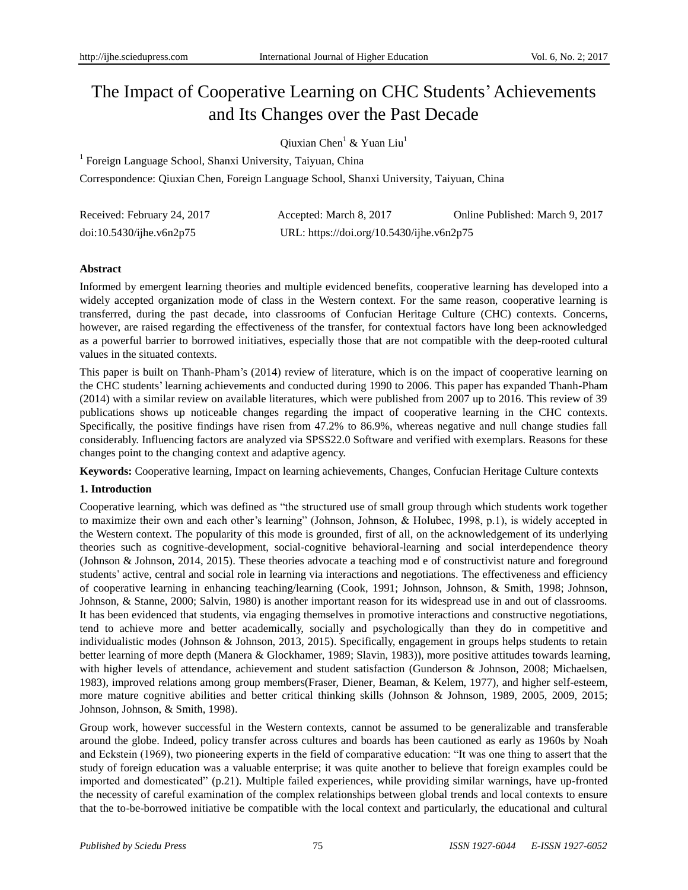# The Impact of Cooperative Learning on CHC Students' Achievements and Its Changes over the Past Decade

Qiuxian Chen[1] & Yuan Liu[1]

[1] Foreign Language School, Shanxi University, Taiyuan, China

Correspondence: Qiuxian Chen, Foreign Language School, Shanxi University, Taiyuan, China

Received: February 24, 2017 Accepted: March 8, 2017 Online Published: March 9, 2017

doi:10.5430/ijhe.v6n2p75 URL: https://doi.org/10.5430/ijhe.v6n2p75

## Abstract

Informed by emergent learning theories and multiple evidenced benefits, cooperative learning has developed into a widely accepted organization mode of class in the Western context. For the same reason, cooperative learning is transferred, during the past decade, into classrooms of Confucian Heritage Culture (CHC) contexts. Concerns, however, are raised regarding the effectiveness of the transfer, for contextual factors have long been acknowledged as a powerful barrier to borrowed initiatives, especially those that are not compatible with the deep-rooted cultural values in the situated contexts.

This paper is built on Thanh-Pham's (2014) review of literature, which is on the impact of cooperative learning on the CHC students' learning achievements and conducted during 1990 to 2006. This paper has expanded Thanh-Pham (2014) with a similar review on available literatures, which were published from 2007 up to 2016. This review of 39 publications shows up noticeable changes regarding the impact of cooperative learning in the CHC contexts. Specifically, the positive findings have risen from 47.2% to 86.9%, whereas negative and null change studies fall considerably. Influencing factors are analyzed via SPSS22.0 Software and verified with exemplars. Reasons for these changes point to the changing context and adaptive agency.

**Keywords:** Cooperative learning, Impact on learning achievements, Changes, Confucian Heritage Culture contexts

## 1. Introduction

Cooperative learning, which was defined as "the structured use of small group through which students work together to maximize their own and each other's learning" (Johnson, Johnson, & Holubec, 1998, p.1), is widely accepted in the Western context. The popularity of this mode is grounded, first of all, on the acknowledgement of its underlying theories such as cognitive-development, social-cognitive behavioral-learning and social interdependence theory (Johnson & Johnson, 2014, 2015). These theories advocate a teaching mod e of constructivist nature and foreground students' active, central and social role in learning via interactions and negotiations. The effectiveness and efficiency of cooperative learning in enhancing teaching/learning (Cook, 1991; Johnson, Johnson, & Smith, 1998; Johnson, Johnson, & Stanne, 2000; Salvin, 1980) is another important reason for its widespread use in and out of classrooms. It has been evidenced that students, via engaging themselves in promotive interactions and constructive negotiations, tend to achieve more and better academically, socially and psychologically than they do in competitive and individualistic modes (Johnson & Johnson, 2013, 2015). Specifically, engagement in groups helps students to retain better learning of more depth (Manera & Glockhamer, 1989; Slavin, 1983)), more positive attitudes towards learning, with higher levels of attendance, achievement and student satisfaction (Gunderson & Johnson, 2008; Michaelsen, 1983), improved relations among group members(Fraser, Diener, Beaman, & Kelem, 1977), and higher self-esteem, more mature cognitive abilities and better critical thinking skills (Johnson & Johnson, 1989, 2005, 2009, 2015; Johnson, Johnson, & Smith, 1998).

Group work, however successful in the Western contexts, cannot be assumed to be generalizable and transferable around the globe. Indeed, policy transfer across cultures and boards has been cautioned as early as 1960s by Noah and Eckstein (1969), two pioneering experts in the field of comparative education: "It was one thing to assert that the study of foreign education was a valuable enterprise; it was quite another to believe that foreign examples could be imported and domesticated" (p.21). Multiple failed experiences, while providing similar warnings, have up-fronted the necessity of careful examination of the complex relationships between global trends and local contexts to ensure that the to-be-borrowed initiative be compatible with the local context and particularly, the educational and cultural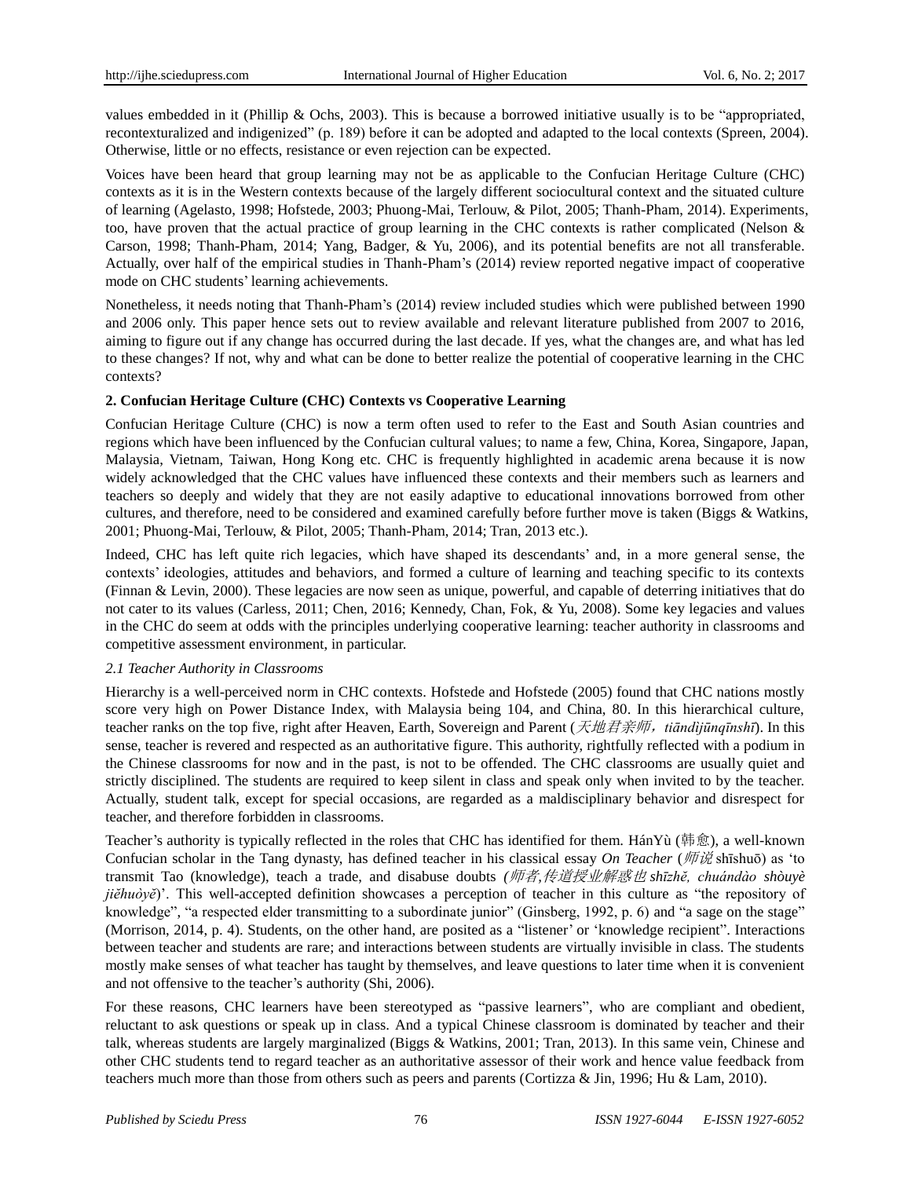values embedded in it (Phillip & Ochs, 2003). This is because a borrowed initiative usually is to be "appropriated, recontexturalized and indigenized" (p. 189) before it can be adopted and adapted to the local contexts (Spreen, 2004). Otherwise, little or no effects, resistance or even rejection can be expected.

Voices have been heard that group learning may not be as applicable to the Confucian Heritage Culture (CHC) contexts as it is in the Western contexts because of the largely different sociocultural context and the situated culture of learning (Agelasto, 1998; Hofstede, 2003; Phuong-Mai, Terlouw, & Pilot, 2005; Thanh-Pham, 2014). Experiments, too, have proven that the actual practice of group learning in the CHC contexts is rather complicated (Nelson & Carson, 1998; Thanh-Pham, 2014; Yang, Badger, & Yu, 2006), and its potential benefits are not all transferable. Actually, over half of the empirical studies in Thanh-Pham's (2014) review reported negative impact of cooperative mode on CHC students' learning achievements.

Nonetheless, it needs noting that Thanh-Pham's (2014) review included studies which were published between 1990 and 2006 only. This paper hence sets out to review available and relevant literature published from 2007 to 2016, aiming to figure out if any change has occurred during the last decade. If yes, what the changes are, and what has led to these changes? If not, why and what can be done to better realize the potential of cooperative learning in the CHC contexts?

## 2. Confucian Heritage Culture (CHC) Contexts vs Cooperative Learning

Confucian Heritage Culture (CHC) is now a term often used to refer to the East and South Asian countries and regions which have been influenced by the Confucian cultural values; to name a few, China, Korea, Singapore, Japan, Malaysia, Vietnam, Taiwan, Hong Kong etc. CHC is frequently highlighted in academic arena because it is now widely acknowledged that the CHC values have influenced these contexts and their members such as learners and teachers so deeply and widely that they are not easily adaptive to educational innovations borrowed from other cultures, and therefore, need to be considered and examined carefully before further move is taken (Biggs & Watkins, 2001; Phuong-Mai, Terlouw, & Pilot, 2005; Thanh-Pham, 2014; Tran, 2013 etc.).

Indeed, CHC has left quite rich legacies, which have shaped its descendants' and, in a more general sense, the contexts' ideologies, attitudes and behaviors, and formed a culture of learning and teaching specific to its contexts (Finnan & Levin, 2000). These legacies are now seen as unique, powerful, and capable of deterring initiatives that do not cater to its values (Carless, 2011; Chen, 2016; Kennedy, Chan, Fok, & Yu, 2008). Some key legacies and values in the CHC do seem at odds with the principles underlying cooperative learning: teacher authority in classrooms and competitive assessment environment, in particular.

### *2.1 Teacher Authority in Classrooms*

Hierarchy is a well-perceived norm in CHC contexts. Hofstede and Hofstede (2005) found that CHC nations mostly score very high on Power Distance Index, with Malaysia being 104, and China, 80. In this hierarchical culture, teacher ranks on the top five, right after Heaven, Earth, Sovereign and Parent (*天地君亲师，tiāndìjūnqīnshī*). In this sense, teacher is revered and respected as an authoritative figure. This authority, rightfully reflected with a podium in the Chinese classrooms for now and in the past, is not to be offended. The CHC classrooms are usually quiet and strictly disciplined. The students are required to keep silent in class and speak only when invited to by the teacher. Actually, student talk, except for special occasions, are regarded as a maldisciplinary behavior and disrespect for teacher, and therefore forbidden in classrooms.

Teacher's authority is typically reflected in the roles that CHC has identified for them. HánYù (韩愈), a well-known Confucian scholar in the Tang dynasty, has defined teacher in his classical essay *On Teacher* (*师说* shīshuō) as 'to transmit Tao (knowledge), teach a trade, and disabuse doubts *(师者,传道授业解惑也 shīzhě, chuándào shòuyè jiěhuòyě*)'. This well-accepted definition showcases a perception of teacher in this culture as "the repository of knowledge", "a respected elder transmitting to a subordinate junior" (Ginsberg, 1992, p. 6) and "a sage on the stage" (Morrison, 2014, p. 4). Students, on the other hand, are posited as a "listener' or 'knowledge recipient". Interactions between teacher and students are rare; and interactions between students are virtually invisible in class. The students mostly make senses of what teacher has taught by themselves, and leave questions to later time when it is convenient and not offensive to the teacher's authority (Shi, 2006).

For these reasons, CHC learners have been stereotyped as "passive learners", who are compliant and obedient, reluctant to ask questions or speak up in class. And a typical Chinese classroom is dominated by teacher and their talk, whereas students are largely marginalized (Biggs & Watkins, 2001; Tran, 2013). In this same vein, Chinese and other CHC students tend to regard teacher as an authoritative assessor of their work and hence value feedback from teachers much more than those from others such as peers and parents (Cortizza & Jin, 1996; Hu & Lam, 2010).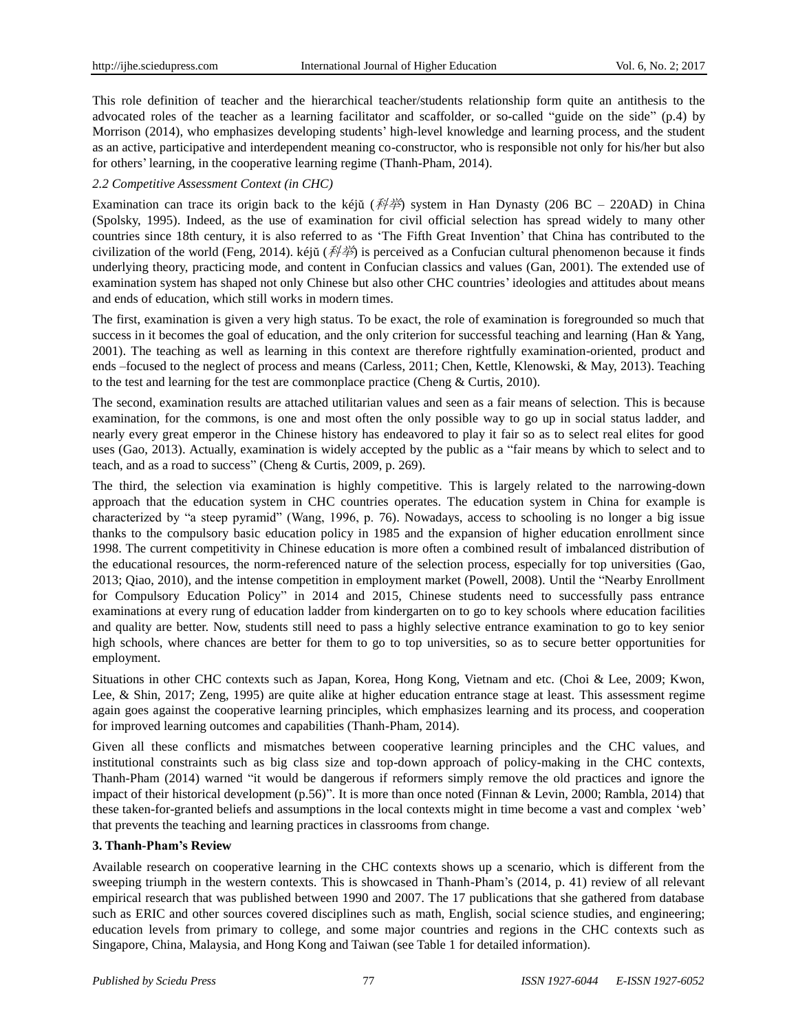This role definition of teacher and the hierarchical teacher/students relationship form quite an antithesis to the advocated roles of the teacher as a learning facilitator and scaffolder, or so-called "guide on the side" (p.4) by Morrison (2014), who emphasizes developing students' high-level knowledge and learning process, and the student as an active, participative and interdependent meaning co-constructor, who is responsible not only for his/her but also for others' learning, in the cooperative learning regime (Thanh-Pham, 2014).

### *2.2 Competitive Assessment Context (in CHC)*

Examination can trace its origin back to the kéjŭ (科举) system in Han Dynasty (206 BC – 220AD) in China (Spolsky, 1995). Indeed, as the use of examination for civil official selection has spread widely to many other countries since 18th century, it is also referred to as 'The Fifth Great Invention' that China has contributed to the civilization of the world (Feng, 2014). kéjŭ (科举) is perceived as a Confucian cultural phenomenon because it finds underlying theory, practicing mode, and content in Confucian classics and values (Gan, 2001). The extended use of examination system has shaped not only Chinese but also other CHC countries' ideologies and attitudes about means and ends of education, which still works in modern times.

The first, examination is given a very high status. To be exact, the role of examination is foregrounded so much that success in it becomes the goal of education, and the only criterion for successful teaching and learning (Han & Yang, 2001). The teaching as well as learning in this context are therefore rightfully examination-oriented, product and ends –focused to the neglect of process and means (Carless, 2011; Chen, Kettle, Klenowski, & May, 2013). Teaching to the test and learning for the test are commonplace practice (Cheng & Curtis, 2010).

The second, examination results are attached utilitarian values and seen as a fair means of selection. This is because examination, for the commons, is one and most often the only possible way to go up in social status ladder, and nearly every great emperor in the Chinese history has endeavored to play it fair so as to select real elites for good uses (Gao, 2013). Actually, examination is widely accepted by the public as a "fair means by which to select and to teach, and as a road to success" (Cheng & Curtis, 2009, p. 269).

The third, the selection via examination is highly competitive. This is largely related to the narrowing-down approach that the education system in CHC countries operates. The education system in China for example is characterized by "a steep pyramid" (Wang, 1996, p. 76). Nowadays, access to schooling is no longer a big issue thanks to the compulsory basic education policy in 1985 and the expansion of higher education enrollment since 1998. The current competitivity in Chinese education is more often a combined result of imbalanced distribution of the educational resources, the norm-referenced nature of the selection process, especially for top universities (Gao, 2013; Qiao, 2010), and the intense competition in employment market (Powell, 2008). Until the "Nearby Enrollment for Compulsory Education Policy" in 2014 and 2015, Chinese students need to successfully pass entrance examinations at every rung of education ladder from kindergarten on to go to key schools where education facilities and quality are better. Now, students still need to pass a highly selective entrance examination to go to key senior high schools, where chances are better for them to go to top universities, so as to secure better opportunities for employment.

Situations in other CHC contexts such as Japan, Korea, Hong Kong, Vietnam and etc. (Choi & Lee, 2009; Kwon, Lee, & Shin, 2017; Zeng, 1995) are quite alike at higher education entrance stage at least. This assessment regime again goes against the cooperative learning principles, which emphasizes learning and its process, and cooperation for improved learning outcomes and capabilities (Thanh-Pham, 2014).

Given all these conflicts and mismatches between cooperative learning principles and the CHC values, and institutional constraints such as big class size and top-down approach of policy-making in the CHC contexts, Thanh-Pham (2014) warned "it would be dangerous if reformers simply remove the old practices and ignore the impact of their historical development (p.56)". It is more than once noted (Finnan & Levin, 2000; Rambla, 2014) that these taken-for-granted beliefs and assumptions in the local contexts might in time become a vast and complex 'web' that prevents the teaching and learning practices in classrooms from change.

## 3. Thanh-Pham's Review

Available research on cooperative learning in the CHC contexts shows up a scenario, which is different from the sweeping triumph in the western contexts. This is showcased in Thanh-Pham's (2014, p. 41) review of all relevant empirical research that was published between 1990 and 2007. The 17 publications that she gathered from database such as ERIC and other sources covered disciplines such as math, English, social science studies, and engineering; education levels from primary to college, and some major countries and regions in the CHC contexts such as Singapore, China, Malaysia, and Hong Kong and Taiwan (see Table 1 for detailed information).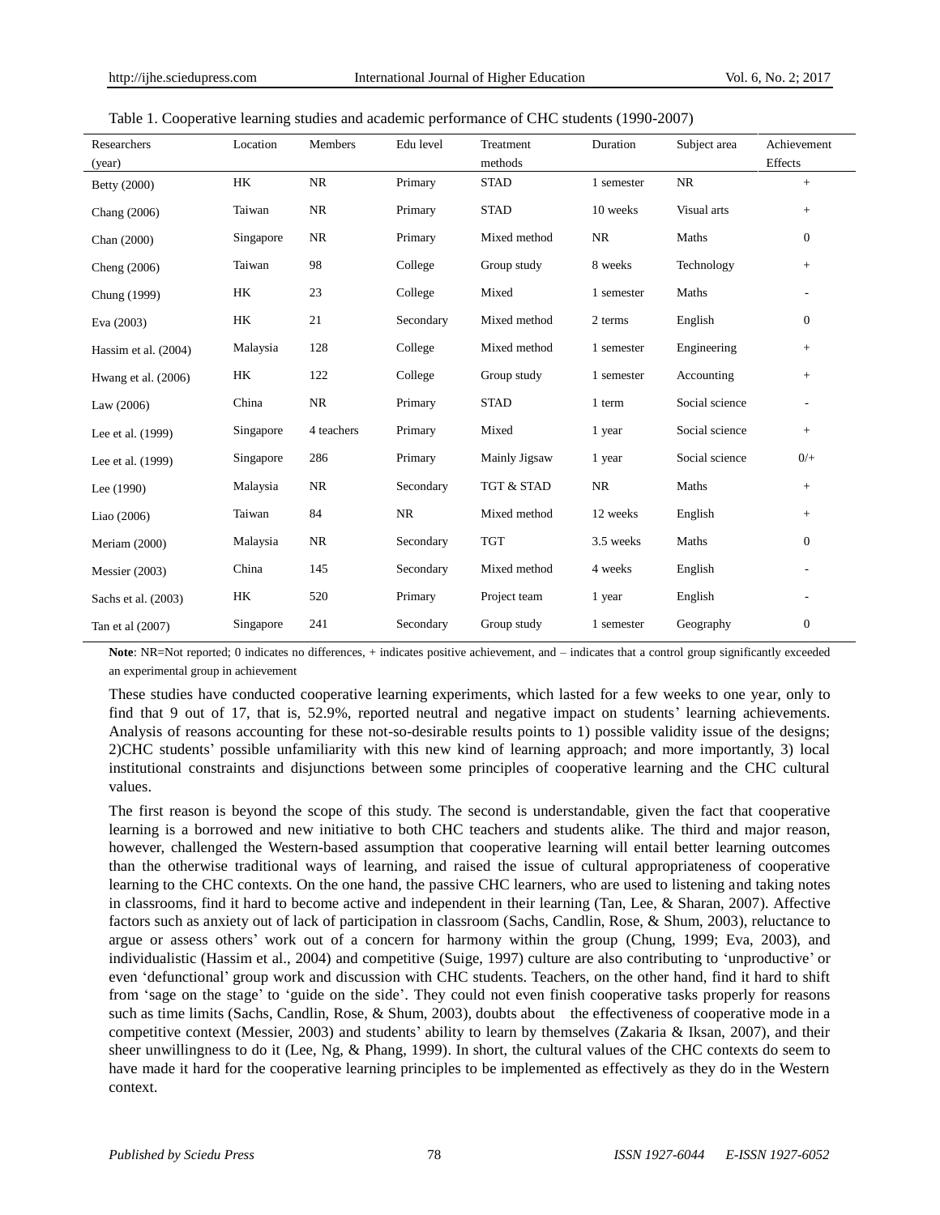Table 1. Cooperative learning studies and academic performance of CHC students (1990-2007)

| Researchers (year) | Location | Members | Edu level | Treatment methods | Duration | Subject area | Achievement Effects |
|---|---|---|---|---|---|---|---|
| Betty (2000) | HK | NR | Primary | STAD | 1 semester | NR | + |
| Chang (2006) | Taiwan | NR | Primary | STAD | 10 weeks | Visual arts | + |
| Chan (2000) | Singapore | NR | Primary | Mixed method | NR | Maths | 0 |
| Cheng (2006) | Taiwan | 98 | College | Group study | 8 weeks | Technology | + |
| Chung (1999) | HK | 23 | College | Mixed | 1 semester | Maths | - |
| Eva (2003) | HK | 21 | Secondary | Mixed method | 2 terms | English | 0 |
| Hassim et al. (2004) | Malaysia | 128 | College | Mixed method | 1 semester | Engineering | + |
| Hwang et al. (2006) | HK | 122 | College | Group study | 1 semester | Accounting | + |
| Law (2006) | China | NR | Primary | STAD | 1 term | Social science | - |
| Lee et al. (1999) | Singapore | 4 teachers | Primary | Mixed | 1 year | Social science | + |
| Lee et al. (1999) | Singapore | 286 | Primary | Mainly Jigsaw | 1 year | Social science | 0/+ |
| Lee (1990) | Malaysia | NR | Secondary | TGT & STAD | NR | Maths | + |
| Liao (2006) | Taiwan | 84 | NR | Mixed method | 12 weeks | English | + |
| Meriam (2000) | Malaysia | NR | Secondary | TGT | 3.5 weeks | Maths | 0 |
| Messier (2003) | China | 145 | Secondary | Mixed method | 4 weeks | English | - |
| Sachs et al. (2003) | HK | 520 | Primary | Project team | 1 year | English | - |
| Tan et al (2007) | Singapore | 241 | Secondary | Group study | 1 semester | Geography | 0 |

**Note**: NR=Not reported; 0 indicates no differences, + indicates positive achievement, and – indicates that a control group significantly exceeded an experimental group in achievement

These studies have conducted cooperative learning experiments, which lasted for a few weeks to one year, only to find that 9 out of 17, that is, 52.9%, reported neutral and negative impact on students' learning achievements. Analysis of reasons accounting for these not-so-desirable results points to 1) possible validity issue of the designs; 2)CHC students' possible unfamiliarity with this new kind of learning approach; and more importantly, 3) local institutional constraints and disjunctions between some principles of cooperative learning and the CHC cultural values.

The first reason is beyond the scope of this study. The second is understandable, given the fact that cooperative learning is a borrowed and new initiative to both CHC teachers and students alike. The third and major reason, however, challenged the Western-based assumption that cooperative learning will entail better learning outcomes than the otherwise traditional ways of learning, and raised the issue of cultural appropriateness of cooperative learning to the CHC contexts. On the one hand, the passive CHC learners, who are used to listening and taking notes in classrooms, find it hard to become active and independent in their learning (Tan, Lee, & Sharan, 2007). Affective factors such as anxiety out of lack of participation in classroom (Sachs, Candlin, Rose, & Shum, 2003), reluctance to argue or assess others' work out of a concern for harmony within the group (Chung, 1999; Eva, 2003), and individualistic (Hassim et al., 2004) and competitive (Suige, 1997) culture are also contributing to 'unproductive' or even 'defunctional' group work and discussion with CHC students. Teachers, on the other hand, find it hard to shift from 'sage on the stage' to 'guide on the side'. They could not even finish cooperative tasks properly for reasons such as time limits (Sachs, Candlin, Rose, & Shum, 2003), doubts about the effectiveness of cooperative mode in a competitive context (Messier, 2003) and students' ability to learn by themselves (Zakaria & Iksan, 2007), and their sheer unwillingness to do it (Lee, Ng, & Phang, 1999). In short, the cultural values of the CHC contexts do seem to have made it hard for the cooperative learning principles to be implemented as effectively as they do in the Western context.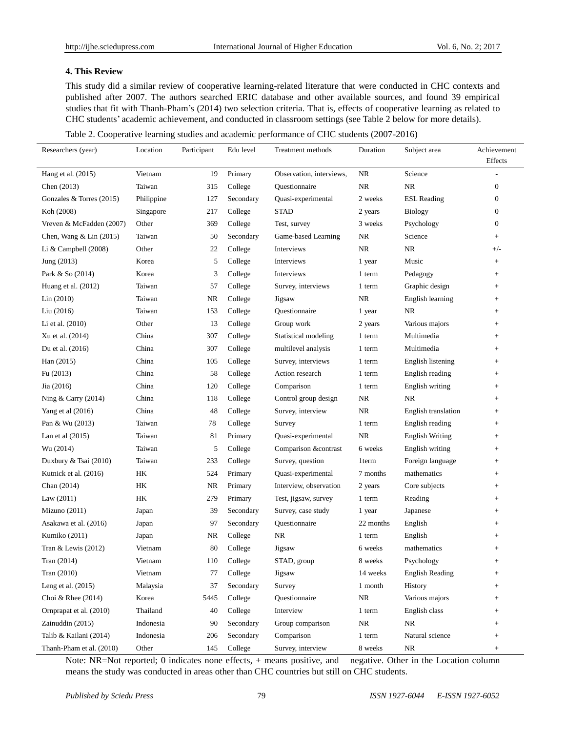## 4. This Review

This study did a similar review of cooperative learning-related literature that were conducted in CHC contexts and published after 2007. The authors searched ERIC database and other available sources, and found 39 empirical studies that fit with Thanh-Pham's (2014) two selection criteria. That is, effects of cooperative learning as related to CHC students' academic achievement, and conducted in classroom settings (see Table 2 below for more details).

Table 2. Cooperative learning studies and academic performance of CHC students (2007-2016)

| Researchers (year) | Location | Participant | Edu level | Treatment methods | Duration | Subject area | Achievement Effects |
|---|---|---|---|---|---|---|---|
| Hang et al. (2015) | Vietnam | 19 | Primary | Observation, interviews, | NR | Science | - |
| Chen (2013) | Taiwan | 315 | College | Questionnaire | NR | NR | 0 |
| Gonzales & Torres (2015) | Philippine | 127 | Secondary | Quasi-experimental | 2 weeks | ESL Reading | 0 |
| Koh (2008) | Singapore | 217 | College | STAD | 2 years | Biology | 0 |
| Vreven & McFadden (2007) | Other | 369 | College | Test, survey | 3 weeks | Psychology | 0 |
| Chen, Wang & Lin (2015) | Taiwan | 50 | Secondary | Game-based Learning | NR | Science | + |
| Li & Campbell (2008) | Other | 22 | College | Interviews | NR | NR | +/- |
| Jung (2013) | Korea | 5 | College | Interviews | 1 year | Music | + |
| Park & So (2014) | Korea | 3 | College | Interviews | 1 term | Pedagogy | + |
| Huang et al. (2012) | Taiwan | 57 | College | Survey, interviews | 1 term | Graphic design | + |
| Lin (2010) | Taiwan | NR | College | Jigsaw | NR | English learning | + |
| Liu (2016) | Taiwan | 153 | College | Questionnaire | 1 year | NR | + |
| Li et al. (2010) | Other | 13 | College | Group work | 2 years | Various majors | + |
| Xu et al. (2014) | China | 307 | College | Statistical modeling | 1 term | Multimedia | + |
| Du et al. (2016) | China | 307 | College | multilevel analysis | 1 term | Multimedia | + |
| Han (2015) | China | 105 | College | Survey, interviews | 1 term | English listening | + |
| Fu (2013) | China | 58 | College | Action research | 1 term | English reading | + |
| Jia (2016) | China | 120 | College | Comparison | 1 term | English writing | + |
| Ning & Carry (2014) | China | 118 | College | Control group design | NR | NR | + |
| Yang et al (2016) | China | 48 | College | Survey, interview | NR | English translation | + |
| Pan & Wu (2013) | Taiwan | 78 | College | Survey | 1 term | English reading | + |
| Lan et al (2015) | Taiwan | 81 | Primary | Quasi-experimental | NR | English Writing | + |
| Wu (2014) | Taiwan | 5 | College | Comparison &contrast | 6 weeks | English writing | + |
| Duxbury & Tsai (2010) | Taiwan | 233 | College | Survey, question | 1term | Foreign language | + |
| Kutnick et al. (2016) | HK | 524 | Primary | Quasi-experimental | 7 months | mathematics | + |
| Chan (2014) | HK | NR | Primary | Interview, observation | 2 years | Core subjects | + |
| Law (2011) | HK | 279 | Primary | Test, jigsaw, survey | 1 term | Reading | + |
| Mizuno (2011) | Japan | 39 | Secondary | Survey, case study | 1 year | Japanese | + |
| Asakawa et al. (2016) | Japan | 97 | Secondary | Questionnaire | 22 months | English | + |
| Kumiko (2011) | Japan | NR | College | NR | 1 term | English | + |
| Tran & Lewis (2012) | Vietnam | 80 | College | Jigsaw | 6 weeks | mathematics | + |
| Tran (2014) | Vietnam | 110 | College | STAD, group | 8 weeks | Psychology | + |
| Tran (2010) | Vietnam | 77 | College | Jigsaw | 14 weeks | English Reading | + |
| Leng et al. (2015) | Malaysia | 37 | Secondary | Survey | 1 month | History | + |
| Choi & Rhee (2014) | Korea | 5445 | College | Questionnaire | NR | Various majors | + |
| Ornprapat et al. (2010) | Thailand | 40 | College | Interview | 1 term | English class | + |
| Zainuddin (2015) | Indonesia | 90 | Secondary | Group comparison | NR | NR | + |
| Talib & Kailani (2014) | Indonesia | 206 | Secondary | Comparison | 1 term | Natural science | + |
| Thanh-Pham et al. (2010) | Other | 145 | College | Survey, interview | 8 weeks | NR | + |

Note: NR=Not reported; 0 indicates none effects, + means positive, and – negative. Other in the Location column means the study was conducted in areas other than CHC countries but still on CHC students.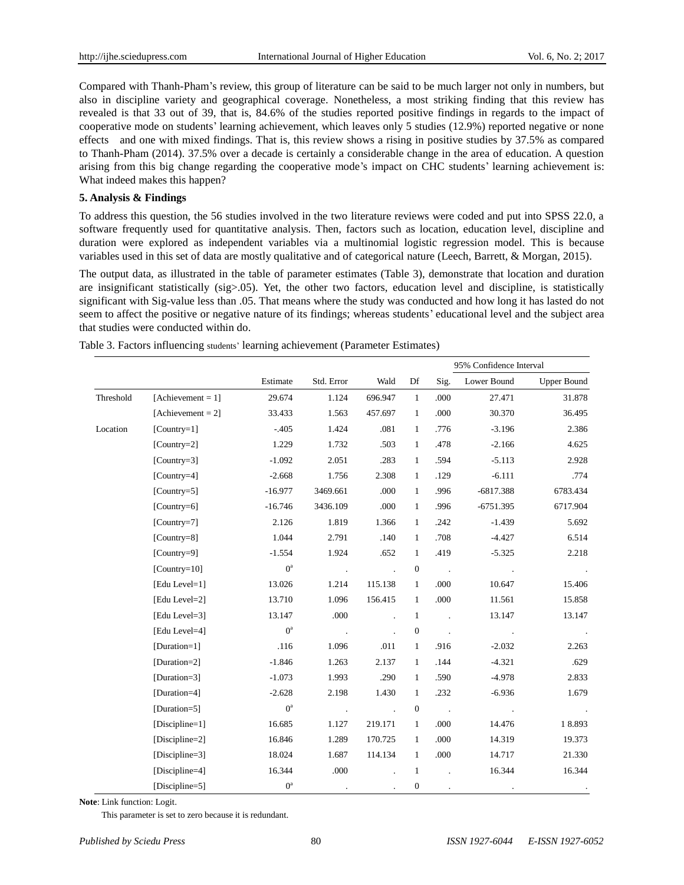Compared with Thanh-Pham's review, this group of literature can be said to be much larger not only in numbers, but also in discipline variety and geographical coverage. Nonetheless, a most striking finding that this review has revealed is that 33 out of 39, that is, 84.6% of the studies reported positive findings in regards to the impact of cooperative mode on students' learning achievement, which leaves only 5 studies (12.9%) reported negative or none effects and one with mixed findings. That is, this review shows a rising in positive studies by 37.5% as compared to Thanh-Pham (2014). 37.5% over a decade is certainly a considerable change in the area of education. A question arising from this big change regarding the cooperative mode's impact on CHC students' learning achievement is: What indeed makes this happen?

**5. Analysis & Findings**

To address this question, the 56 studies involved in the two literature reviews were coded and put into SPSS 22.0, a software frequently used for quantitative analysis. Then, factors such as location, education level, discipline and duration were explored as independent variables via a multinomial logistic regression model. This is because variables used in this set of data are mostly qualitative and of categorical nature (Leech, Barrett, & Morgan, 2015).

The output data, as illustrated in the table of parameter estimates (Table 3), demonstrate that location and duration are insignificant statistically (sig>.05). Yet, the other two factors, education level and discipline, is statistically significant with Sig-value less than .05. That means where the study was conducted and how long it has lasted do not seem to affect the positive or negative nature of its findings; whereas students' educational level and the subject area that studies were conducted within do.

Table 3. Factors influencing students' learning achievement (Parameter Estimates)

| | | | | | | | 95% Confidence Interval | |
|---|---|---|---|---|---|---|---|---|
| | | Estimate | Std. Error | Wald | Df | Sig. | Lower Bound | Upper Bound |
| Threshold | [Achievement = 1] | 29.674 | 1.124 | 696.947 | 1 | .000 | 27.471 | 31.878 |
| | [Achievement = 2] | 33.433 | 1.563 | 457.697 | 1 | .000 | 30.370 | 36.495 |
| Location | [Country=1] | -.405 | 1.424 | .081 | 1 | .776 | -3.196 | 2.386 |
| | [Country=2] | 1.229 | 1.732 | .503 | 1 | .478 | -2.166 | 4.625 |
| | [Country=3] | -1.092 | 2.051 | .283 | 1 | .594 | -5.113 | 2.928 |
| | [Country=4] | -2.668 | 1.756 | 2.308 | 1 | .129 | -6.111 | .774 |
| | [Country=5] | -16.977 | 3469.661 | .000 | 1 | .996 | -6817.388 | 6783.434 |
| | [Country=6] | -16.746 | 3436.109 | .000 | 1 | .996 | -6751.395 | 6717.904 |
| | [Country=7] | 2.126 | 1.819 | 1.366 | 1 | .242 | -1.439 | 5.692 |
| | [Country=8] | 1.044 | 2.791 | .140 | 1 | .708 | -4.427 | 6.514 |
| | [Country=9] | -1.554 | 1.924 | .652 | 1 | .419 | -5.325 | 2.218 |
| | [Country=10] | 0[a] | . | . | 0 | . | . | . |
| | [Edu Level=1] | 13.026 | 1.214 | 115.138 | 1 | .000 | 10.647 | 15.406 |
| | [Edu Level=2] | 13.710 | 1.096 | 156.415 | 1 | .000 | 11.561 | 15.858 |
| | [Edu Level=3] | 13.147 | .000 | . | 1 | . | 13.147 | 13.147 |
| | [Edu Level=4] | 0[a] | . | . | 0 | . | . | . |
| | [Duration=1] | .116 | 1.096 | .011 | 1 | .916 | -2.032 | 2.263 |
| | [Duration=2] | -1.846 | 1.263 | 2.137 | 1 | .144 | -4.321 | .629 |
| | [Duration=3] | -1.073 | 1.993 | .290 | 1 | .590 | -4.978 | 2.833 |
| | [Duration=4] | -2.628 | 2.198 | 1.430 | 1 | .232 | -6.936 | 1.679 |
| | [Duration=5] | 0[a] | . | . | 0 | . | . | . |
| | [Discipline=1] | 16.685 | 1.127 | 219.171 | 1 | .000 | 14.476 | 1 8.893 |
| | [Discipline=2] | 16.846 | 1.289 | 170.725 | 1 | .000 | 14.319 | 19.373 |
| | [Discipline=3] | 18.024 | 1.687 | 114.134 | 1 | .000 | 14.717 | 21.330 |
| | [Discipline=4] | 16.344 | .000 | . | 1 | . | 16.344 | 16.344 |
| | [Discipline=5] | 0[a] | . | . | 0 | . | . | . |

**Note**: Link function: Logit.

This parameter is set to zero because it is redundant.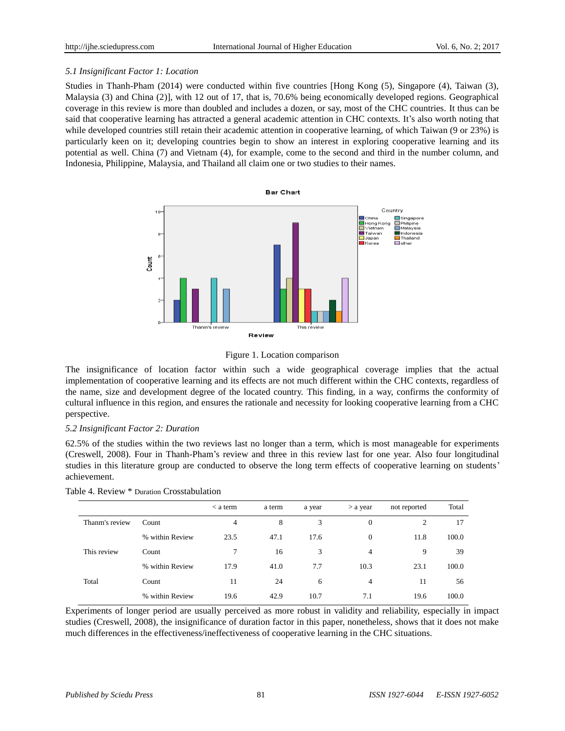### 5.1 Insignificant Factor 1: Location

Studies in Thanh-Pham (2014) were conducted within five countries [Hong Kong (5), Singapore (4), Taiwan (3), Malaysia (3) and China (2)], with 12 out of 17, that is, 70.6% being economically developed regions. Geographical coverage in this review is more than doubled and includes a dozen, or say, most of the CHC countries. It thus can be said that cooperative learning has attracted a general academic attention in CHC contexts. It's also worth noting that while developed countries still retain their academic attention in cooperative learning, of which Taiwan (9 or 23%) is particularly keen on it; developing countries begin to show an interest in exploring cooperative learning and its potential as well. China (7) and Vietnam (4), for example, come to the second and third in the number column, and Indonesia, Philippine, Malaysia, and Thailand all claim one or two studies to their names.

Figure 1. Location comparison

The insignificance of location factor within such a wide geographical coverage implies that the actual implementation of cooperative learning and its effects are not much different within the CHC contexts, regardless of the name, size and development degree of the located country. This finding, in a way, confirms the conformity of cultural influence in this region, and ensures the rationale and necessity for looking cooperative learning from a CHC perspective.

### 5.2 Insignificant Factor 2: Duration

62.5% of the studies within the two reviews last no longer than a term, which is most manageable for experiments (Creswell, 2008). Four in Thanh-Pham's review and three in this review last for one year. Also four longitudinal studies in this literature group are conducted to observe the long term effects of cooperative learning on students' achievement.

Table 4. Review * Duration Crosstabulation

| | | < a term | a term | a year | > a year | not reported | Total |
|---|---|---|---|---|---|---|---|
| Thanm's review | Count | 4 | 8 | 3 | 0 | 2 | 17 |
| | % within Review | 23.5 | 47.1 | 17.6 | 0 | 11.8 | 100.0 |
| This review | Count | 7 | 16 | 3 | 4 | 9 | 39 |
| | % within Review | 17.9 | 41.0 | 7.7 | 10.3 | 23.1 | 100.0 |
| Total | Count | 11 | 24 | 6 | 4 | 11 | 56 |
| | % within Review | 19.6 | 42.9 | 10.7 | 7.1 | 19.6 | 100.0 |

Experiments of longer period are usually perceived as more robust in validity and reliability, especially in impact studies (Creswell, 2008), the insignificance of duration factor in this paper, nonetheless, shows that it does not make much differences in the effectiveness/ineffectiveness of cooperative learning in the CHC situations.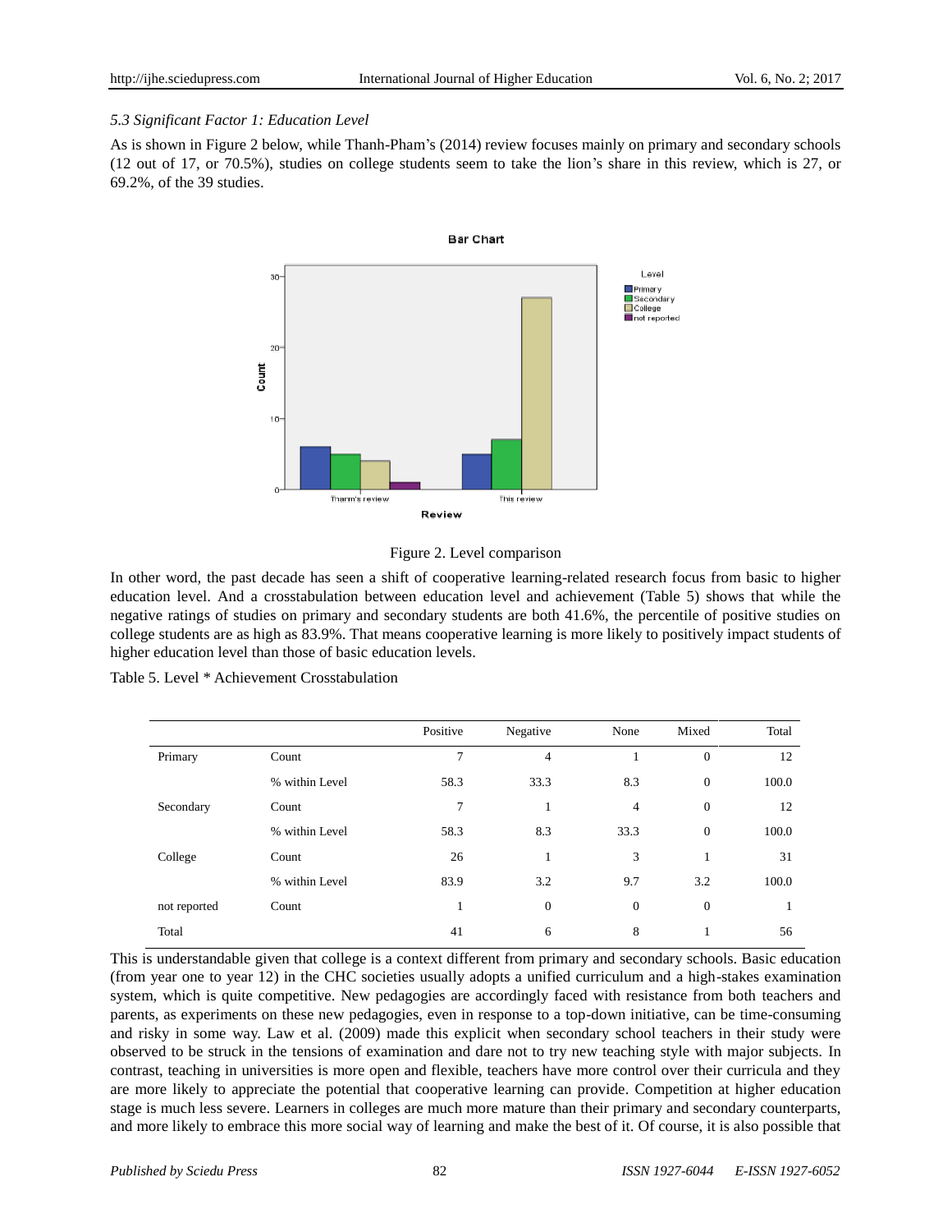*5.3 Significant Factor 1: Education Level*

As is shown in Figure 2 below, while Thanh-Pham's (2014) review focuses mainly on primary and secondary schools (12 out of 17, or 70.5%), studies on college students seem to take the lion's share in this review, which is 27, or 69.2%, of the 39 studies.

Figure 2. Level comparison

In other word, the past decade has seen a shift of cooperative learning-related research focus from basic to higher education level. And a crosstabulation between education level and achievement (Table 5) shows that while the negative ratings of studies on primary and secondary students are both 41.6%, the percentile of positive studies on college students are as high as 83.9%. That means cooperative learning is more likely to positively impact students of higher education level than those of basic education levels.

Table 5. Level * Achievement Crosstabulation

| | | Positive | Negative | None | Mixed | Total |
|---|---|---|---|---|---|---|
| Primary | Count | 7 | 4 | 1 | 0 | 12 |
| | % within Level | 58.3 | 33.3 | 8.3 | 0 | 100.0 |
| Secondary | Count | 7 | 1 | 4 | 0 | 12 |
| | % within Level | 58.3 | 8.3 | 33.3 | 0 | 100.0 |
| College | Count | 26 | 1 | 3 | 1 | 31 |
| | % within Level | 83.9 | 3.2 | 9.7 | 3.2 | 100.0 |
| not reported | Count | 1 | 0 | 0 | 0 | 1 |
| Total | | 41 | 6 | 8 | 1 | 56 |

This is understandable given that college is a context different from primary and secondary schools. Basic education (from year one to year 12) in the CHC societies usually adopts a unified curriculum and a high-stakes examination system, which is quite competitive. New pedagogies are accordingly faced with resistance from both teachers and parents, as experiments on these new pedagogies, even in response to a top-down initiative, can be time-consuming and risky in some way. Law et al. (2009) made this explicit when secondary school teachers in their study were observed to be struck in the tensions of examination and dare not to try new teaching style with major subjects. In contrast, teaching in universities is more open and flexible, teachers have more control over their curricula and they are more likely to appreciate the potential that cooperative learning can provide. Competition at higher education stage is much less severe. Learners in colleges are much more mature than their primary and secondary counterparts, and more likely to embrace this more social way of learning and make the best of it. Of course, it is also possible that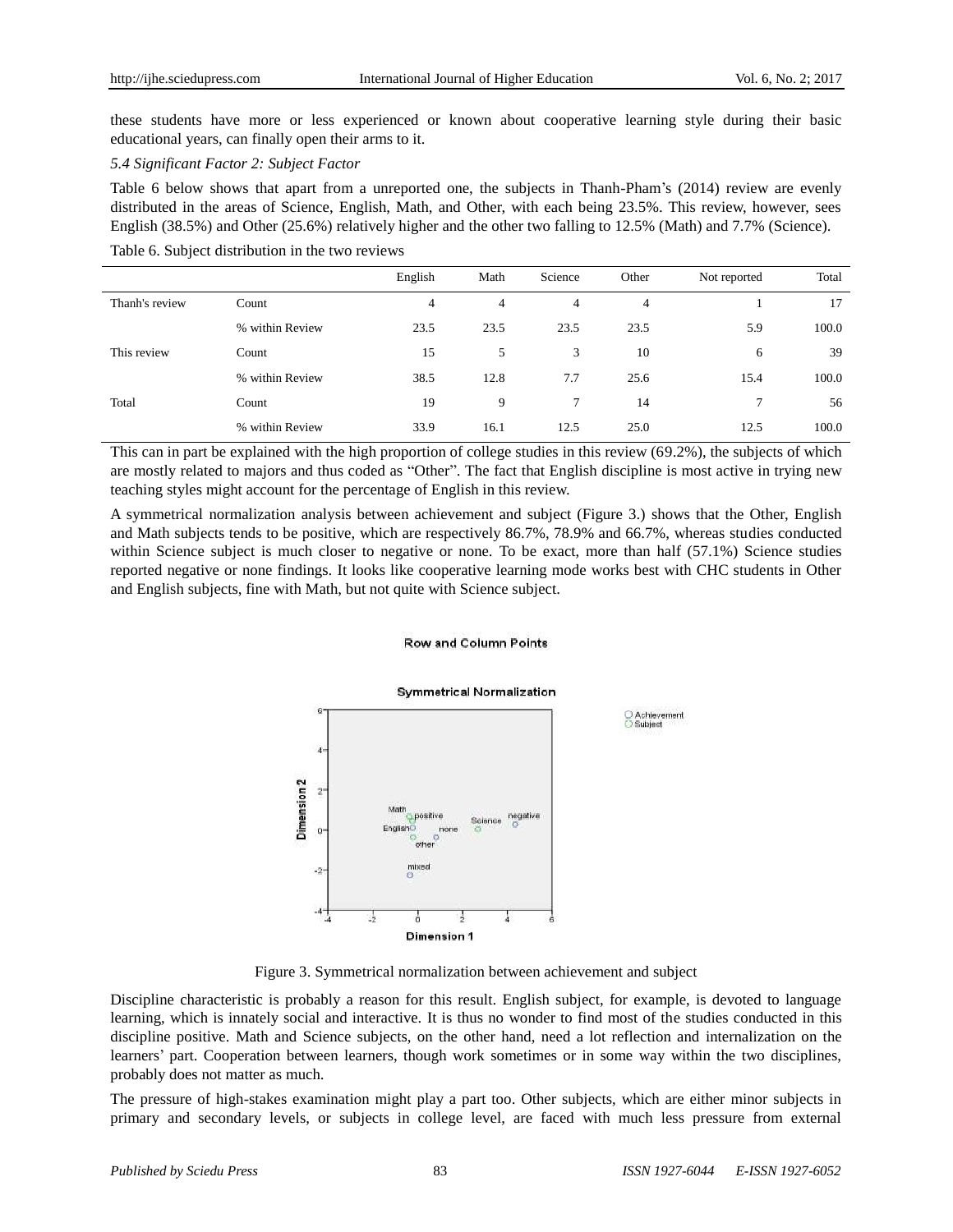these students have more or less experienced or known about cooperative learning style during their basic educational years, can finally open their arms to it.

### *5.4 Significant Factor 2: Subject Factor*

Table 6 below shows that apart from a unreported one, the subjects in Thanh-Pham's (2014) review are evenly distributed in the areas of Science, English, Math, and Other, with each being 23.5%. This review, however, sees English (38.5%) and Other (25.6%) relatively higher and the other two falling to 12.5% (Math) and 7.7% (Science).

Table 6. Subject distribution in the two reviews

| | | English | Math | Science | Other | Not reported | Total |
|---|---|---|---|---|---|---|---|
| Thanh's review | Count | 4 | 4 | 4 | 4 | 1 | 17 |
| | % within Review | 23.5 | 23.5 | 23.5 | 23.5 | 5.9 | 100.0 |
| This review | Count | 15 | 5 | 3 | 10 | 6 | 39 |
| | % within Review | 38.5 | 12.8 | 7.7 | 25.6 | 15.4 | 100.0 |
| Total | Count | 19 | 9 | 7 | 14 | 7 | 56 |
| | % within Review | 33.9 | 16.1 | 12.5 | 25.0 | 12.5 | 100.0 |

This can in part be explained with the high proportion of college studies in this review (69.2%), the subjects of which are mostly related to majors and thus coded as "Other". The fact that English discipline is most active in trying new teaching styles might account for the percentage of English in this review.

A symmetrical normalization analysis between achievement and subject (Figure 3.) shows that the Other, English and Math subjects tends to be positive, which are respectively 86.7%, 78.9% and 66.7%, whereas studies conducted within Science subject is much closer to negative or none. To be exact, more than half (57.1%) Science studies reported negative or none findings. It looks like cooperative learning mode works best with CHC students in Other and English subjects, fine with Math, but not quite with Science subject.

Figure 3. Symmetrical normalization between achievement and subject

Discipline characteristic is probably a reason for this result. English subject, for example, is devoted to language learning, which is innately social and interactive. It is thus no wonder to find most of the studies conducted in this discipline positive. Math and Science subjects, on the other hand, need a lot reflection and internalization on the learners' part. Cooperation between learners, though work sometimes or in some way within the two disciplines, probably does not matter as much.

The pressure of high-stakes examination might play a part too. Other subjects, which are either minor subjects in primary and secondary levels, or subjects in college level, are faced with much less pressure from external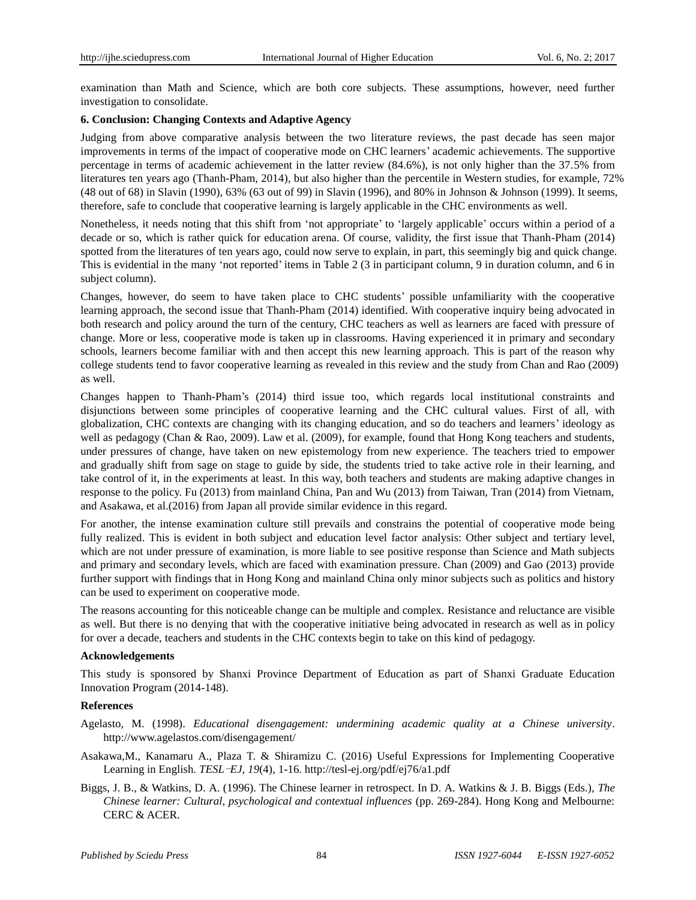examination than Math and Science, which are both core subjects. These assumptions, however, need further investigation to consolidate.

**6. Conclusion: Changing Contexts and Adaptive Agency**

Judging from above comparative analysis between the two literature reviews, the past decade has seen major improvements in terms of the impact of cooperative mode on CHC learners' academic achievements. The supportive percentage in terms of academic achievement in the latter review (84.6%), is not only higher than the 37.5% from literatures ten years ago (Thanh-Pham, 2014), but also higher than the percentile in Western studies, for example, 72% (48 out of 68) in Slavin (1990), 63% (63 out of 99) in Slavin (1996), and 80% in Johnson & Johnson (1999). It seems, therefore, safe to conclude that cooperative learning is largely applicable in the CHC environments as well.

Nonetheless, it needs noting that this shift from 'not appropriate' to 'largely applicable' occurs within a period of a decade or so, which is rather quick for education arena. Of course, validity, the first issue that Thanh-Pham (2014) spotted from the literatures of ten years ago, could now serve to explain, in part, this seemingly big and quick change. This is evidential in the many 'not reported' items in Table 2 (3 in participant column, 9 in duration column, and 6 in subject column).

Changes, however, do seem to have taken place to CHC students' possible unfamiliarity with the cooperative learning approach, the second issue that Thanh-Pham (2014) identified. With cooperative inquiry being advocated in both research and policy around the turn of the century, CHC teachers as well as learners are faced with pressure of change. More or less, cooperative mode is taken up in classrooms. Having experienced it in primary and secondary schools, learners become familiar with and then accept this new learning approach. This is part of the reason why college students tend to favor cooperative learning as revealed in this review and the study from Chan and Rao (2009) as well.

Changes happen to Thanh-Pham's (2014) third issue too, which regards local institutional constraints and disjunctions between some principles of cooperative learning and the CHC cultural values. First of all, with globalization, CHC contexts are changing with its changing education, and so do teachers and learners' ideology as well as pedagogy (Chan & Rao, 2009). Law et al. (2009), for example, found that Hong Kong teachers and students, under pressures of change, have taken on new epistemology from new experience. The teachers tried to empower and gradually shift from sage on stage to guide by side, the students tried to take active role in their learning, and take control of it, in the experiments at least. In this way, both teachers and students are making adaptive changes in response to the policy. Fu (2013) from mainland China, Pan and Wu (2013) from Taiwan, Tran (2014) from Vietnam, and Asakawa, et al.(2016) from Japan all provide similar evidence in this regard.

For another, the intense examination culture still prevails and constrains the potential of cooperative mode being fully realized. This is evident in both subject and education level factor analysis: Other subject and tertiary level, which are not under pressure of examination, is more liable to see positive response than Science and Math subjects and primary and secondary levels, which are faced with examination pressure. Chan (2009) and Gao (2013) provide further support with findings that in Hong Kong and mainland China only minor subjects such as politics and history can be used to experiment on cooperative mode.

The reasons accounting for this noticeable change can be multiple and complex. Resistance and reluctance are visible as well. But there is no denying that with the cooperative initiative being advocated in research as well as in policy for over a decade, teachers and students in the CHC contexts begin to take on this kind of pedagogy.

**Acknowledgements**

This study is sponsored by Shanxi Province Department of Education as part of Shanxi Graduate Education Innovation Program (2014-148).

**References**

Agelasto, M. (1998). *Educational disengagement: undermining academic quality at a Chinese university*. http://www.agelastos.com/disengagement/

Asakawa,M., Kanamaru A., Plaza T. & Shiramizu C. (2016) Useful Expressions for Implementing Cooperative Learning in English. *TESL-EJ, 19*(4), 1-16. http://tesl-ej.org/pdf/ej76/a1.pdf

Biggs, J. B., & Watkins, D. A. (1996). The Chinese learner in retrospect. In D. A. Watkins & J. B. Biggs (Eds.), *The Chinese learner: Cultural, psychological and contextual influences* (pp. 269-284). Hong Kong and Melbourne: CERC & ACER.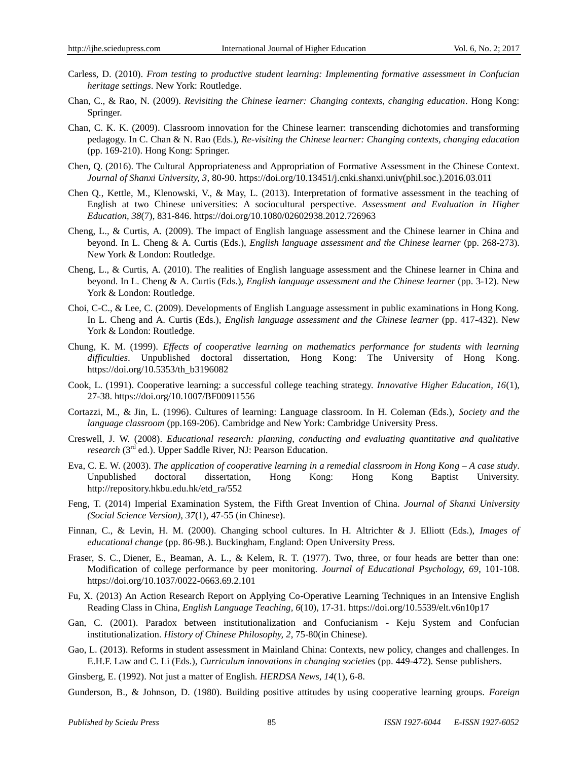Carless, D. (2010). *From testing to productive student learning: Implementing formative assessment in Confucian heritage settings*. New York: Routledge.

Chan, C., & Rao, N. (2009). *Revisiting the Chinese learner: Changing contexts, changing education*. Hong Kong: Springer.

Chan, C. K. K. (2009). Classroom innovation for the Chinese learner: transcending dichotomies and transforming pedagogy. In C. Chan & N. Rao (Eds.), *Re-visiting the Chinese learner: Changing contexts, changing education* (pp. 169-210). Hong Kong: Springer.

Chen, Q. (2016). The Cultural Appropriateness and Appropriation of Formative Assessment in the Chinese Context. *Journal of Shanxi University, 3*, 80-90. https://doi.org/10.13451/j.cnki.shanxi.univ(phil.soc.).2016.03.011

Chen Q., Kettle, M., Klenowski, V., & May, L. (2013). Interpretation of formative assessment in the teaching of English at two Chinese universities: A sociocultural perspective. *Assessment and Evaluation in Higher Education, 38*(7), 831-846. https://doi.org/10.1080/02602938.2012.726963

Cheng, L., & Curtis, A. (2009). The impact of English language assessment and the Chinese learner in China and beyond. In L. Cheng & A. Curtis (Eds.), *English language assessment and the Chinese learner* (pp. 268-273). New York & London: Routledge.

Cheng, L., & Curtis, A. (2010). The realities of English language assessment and the Chinese learner in China and beyond. In L. Cheng & A. Curtis (Eds.), *English language assessment and the Chinese learner* (pp. 3-12). New York & London: Routledge.

Choi, C-C., & Lee, C. (2009). Developments of English Language assessment in public examinations in Hong Kong. In L. Cheng and A. Curtis (Eds.), *English language assessment and the Chinese learner* (pp. 417-432). New York & London: Routledge.

Chung, K. M. (1999). *Effects of cooperative learning on mathematics performance for students with learning difficulties*. Unpublished doctoral dissertation, Hong Kong: The University of Hong Kong. https://doi.org/10.5353/th_b3196082

Cook, L. (1991). Cooperative learning: a successful college teaching strategy. *Innovative Higher Education, 16*(1), 27-38. https://doi.org/10.1007/BF00911556

Cortazzi, M., & Jin, L. (1996). Cultures of learning: Language classroom. In H. Coleman (Eds.), *Society and the language classroom* (pp.169-206). Cambridge and New York: Cambridge University Press.

Creswell, J. W. (2008). *Educational research: planning, conducting and evaluating quantitative and qualitative research* (3rd ed.). Upper Saddle River, NJ: Pearson Education.

Eva, C. E. W. (2003). *The application of cooperative learning in a remedial classroom in Hong Kong – A case study*. Unpublished doctoral dissertation, Hong Kong: Hong Kong Baptist University. http://repository.hkbu.edu.hk/etd_ra/552

Feng, T. (2014) Imperial Examination System, the Fifth Great Invention of China. *Journal of Shanxi University (Social Science Version)*, *37*(1), 47-55 (in Chinese).

Finnan, C., & Levin, H. M. (2000). Changing school cultures. In H. Altrichter & J. Elliott (Eds.), *Images of educational change* (pp. 86-98.). Buckingham, England: Open University Press.

Fraser, S. C., Diener, E., Beaman, A. L., & Kelem, R. T. (1977). Two, three, or four heads are better than one: Modification of college performance by peer monitoring. *Journal of Educational Psychology, 69*, 101-108. https://doi.org/10.1037/0022-0663.69.2.101

Fu, X. (2013) An Action Research Report on Applying Co-Operative Learning Techniques in an Intensive English Reading Class in China, *English Language Teaching, 6*(10), 17-31. https://doi.org/10.5539/elt.v6n10p17

Gan, C. (2001). Paradox between institutionalization and Confucianism - Keju System and Confucian institutionalization. *History of Chinese Philosophy, 2*, 75-80(in Chinese).

Gao, L. (2013). Reforms in student assessment in Mainland China: Contexts, new policy, changes and challenges. In E.H.F. Law and C. Li (Eds.), *Curriculum innovations in changing societies* (pp. 449-472). Sense publishers.

Ginsberg, E. (1992). Not just a matter of English. *HERDSA News, 14*(1), 6-8.

Gunderson, B., & Johnson, D. (1980). Building positive attitudes by using cooperative learning groups. *Foreign*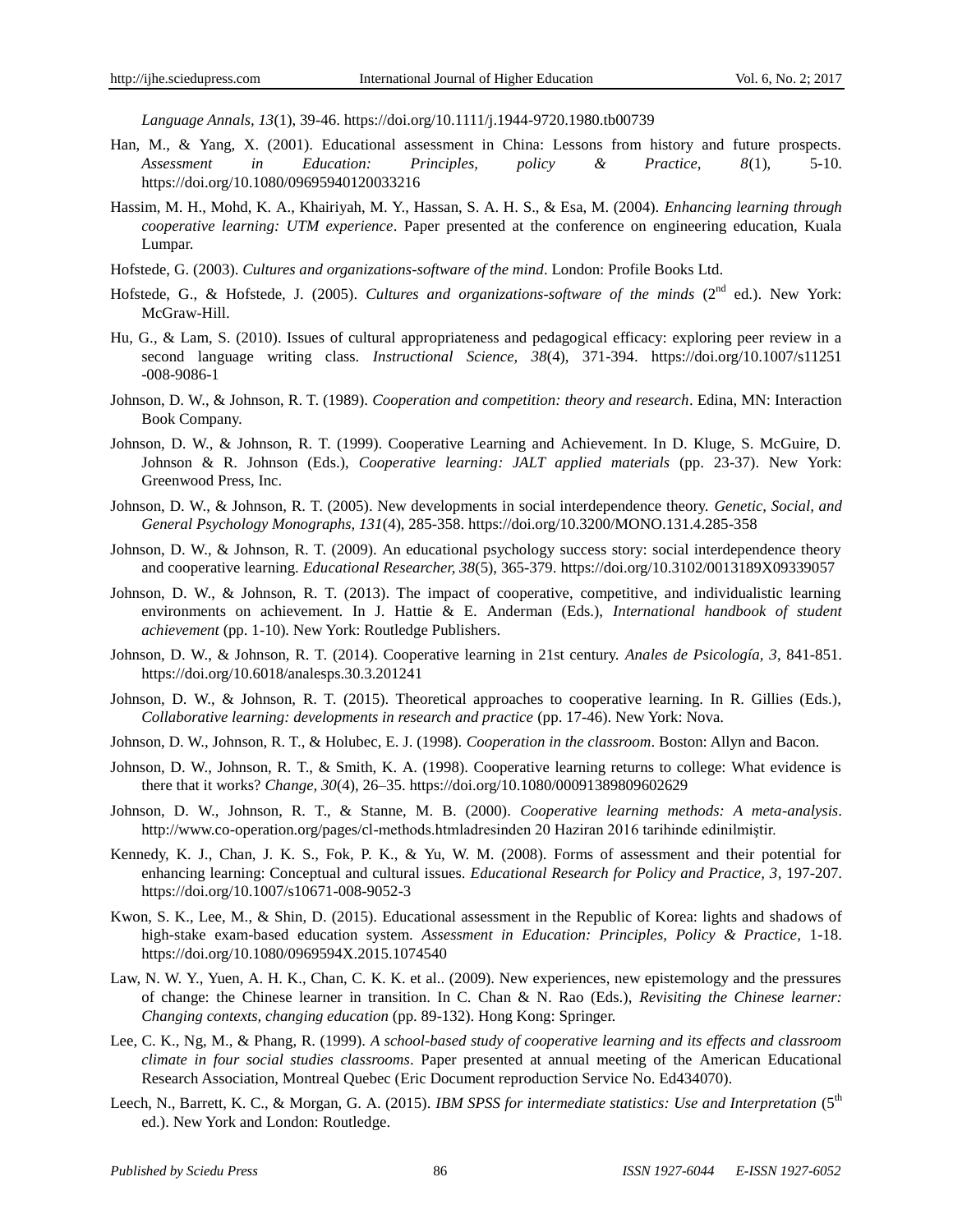*Language Annals, 13*(1), 39-46. https://doi.org/10.1111/j.1944-9720.1980.tb00739

Han, M., & Yang, X. (2001). Educational assessment in China: Lessons from history and future prospects. *Assessment in Education: Principles, policy & Practice, 8*(1), 5-10. https://doi.org/10.1080/09695940120033216

Hassim, M. H., Mohd, K. A., Khairiyah, M. Y., Hassan, S. A. H. S., & Esa, M. (2004). *Enhancing learning through cooperative learning: UTM experience*. Paper presented at the conference on engineering education, Kuala Lumpar.

Hofstede, G. (2003). *Cultures and organizations-software of the mind*. London: Profile Books Ltd.

Hofstede, G., & Hofstede, J. (2005). *Cultures and organizations-software of the minds* (2nd ed.). New York: McGraw-Hill.

Hu, G., & Lam, S. (2010). Issues of cultural appropriateness and pedagogical efficacy: exploring peer review in a second language writing class. *Instructional Science, 38*(4), 371-394. https://doi.org/10.1007/s11251-008-9086-1

Johnson, D. W., & Johnson, R. T. (1989). *Cooperation and competition: theory and research*. Edina, MN: Interaction Book Company.

Johnson, D. W., & Johnson, R. T. (1999). Cooperative Learning and Achievement. In D. Kluge, S. McGuire, D. Johnson & R. Johnson (Eds.), *Cooperative learning: JALT applied materials* (pp. 23-37). New York: Greenwood Press, Inc.

Johnson, D. W., & Johnson, R. T. (2005). New developments in social interdependence theory. *Genetic, Social, and General Psychology Monographs, 131*(4), 285-358. https://doi.org/10.3200/MONO.131.4.285-358

Johnson, D. W., & Johnson, R. T. (2009). An educational psychology success story: social interdependence theory and cooperative learning. *Educational Researcher, 38*(5), 365-379. https://doi.org/10.3102/0013189X09339057

Johnson, D. W., & Johnson, R. T. (2013). The impact of cooperative, competitive, and individualistic learning environments on achievement. In J. Hattie & E. Anderman (Eds.), *International handbook of student achievement* (pp. 1-10). New York: Routledge Publishers.

Johnson, D. W., & Johnson, R. T. (2014). Cooperative learning in 21st century. *Anales de Psicología, 3*, 841-851. https://doi.org/10.6018/analesps.30.3.201241

Johnson, D. W., & Johnson, R. T. (2015). Theoretical approaches to cooperative learning. In R. Gillies (Eds.), *Collaborative learning: developments in research and practice* (pp. 17-46). New York: Nova.

Johnson, D. W., Johnson, R. T., & Holubec, E. J. (1998). *Cooperation in the classroom*. Boston: Allyn and Bacon.

Johnson, D. W., Johnson, R. T., & Smith, K. A. (1998). Cooperative learning returns to college: What evidence is there that it works? *Change, 30*(4), 26–35. https://doi.org/10.1080/00091389809602629

Johnson, D. W., Johnson, R. T., & Stanne, M. B. (2000). *Cooperative learning methods: A meta-analysis*. http://www.co-operation.org/pages/cl-methods.htmladresinden 20 Haziran 2016 tarihinde edinilmiştir.

Kennedy, K. J., Chan, J. K. S., Fok, P. K., & Yu, W. M. (2008). Forms of assessment and their potential for enhancing learning: Conceptual and cultural issues. *Educational Research for Policy and Practice, 3*, 197-207. https://doi.org/10.1007/s10671-008-9052-3

Kwon, S. K., Lee, M., & Shin, D. (2015). Educational assessment in the Republic of Korea: lights and shadows of high-stake exam-based education system. *Assessment in Education: Principles, Policy & Practice*, 1-18. https://doi.org/10.1080/0969594X.2015.1074540

Law, N. W. Y., Yuen, A. H. K., Chan, C. K. K. et al.. (2009). New experiences, new epistemology and the pressures of change: the Chinese learner in transition. In C. Chan & N. Rao (Eds.), *Revisiting the Chinese learner: Changing contexts, changing education* (pp. 89-132). Hong Kong: Springer.

Lee, C. K., Ng, M., & Phang, R. (1999). *A school-based study of cooperative learning and its effects and classroom climate in four social studies classrooms*. Paper presented at annual meeting of the American Educational Research Association, Montreal Quebec (Eric Document reproduction Service No. Ed434070).

Leech, N., Barrett, K. C., & Morgan, G. A. (2015). *IBM SPSS for intermediate statistics: Use and Interpretation* (5th ed.). New York and London: Routledge.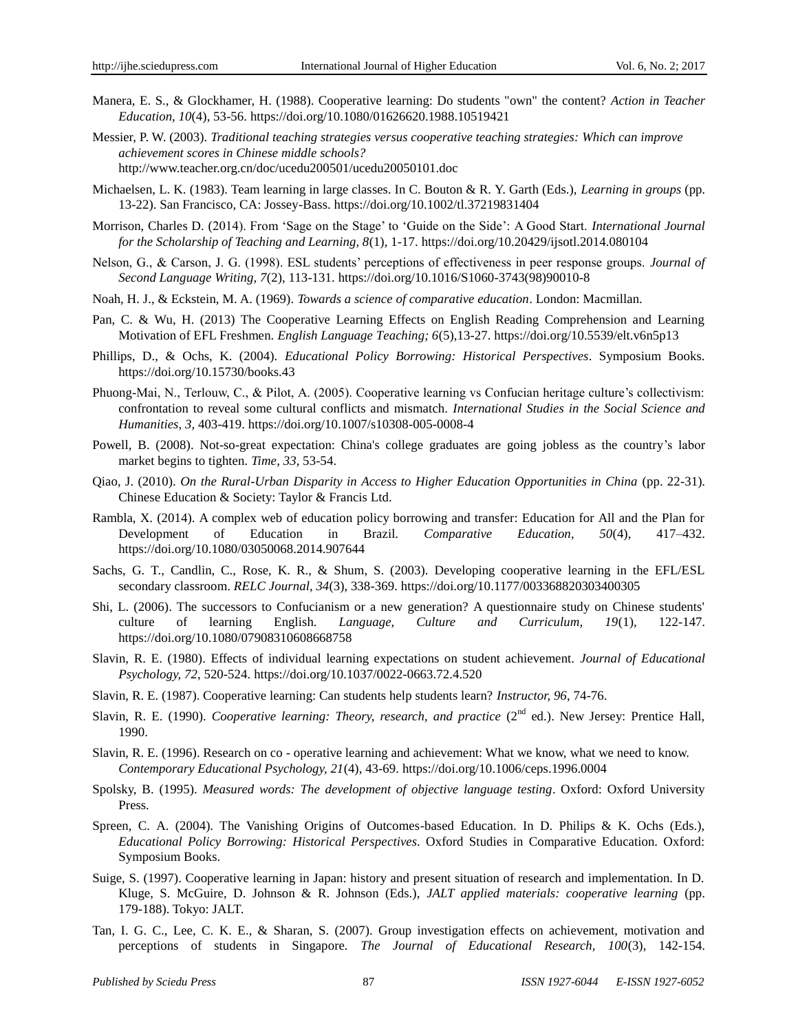Manera, E. S., & Glockhamer, H. (1988). Cooperative learning: Do students "own" the content? *Action in Teacher Education, 10*(4), 53-56. https://doi.org/10.1080/01626620.1988.10519421

Messier, P. W. (2003). *Traditional teaching strategies versus cooperative teaching strategies: Which can improve achievement scores in Chinese middle schools?* http://www.teacher.org.cn/doc/ucedu200501/ucedu20050101.doc

Michaelsen, L. K. (1983). Team learning in large classes. In C. Bouton & R. Y. Garth (Eds.), *Learning in groups* (pp. 13-22). San Francisco, CA: Jossey-Bass. https://doi.org/10.1002/tl.37219831404

Morrison, Charles D. (2014). From 'Sage on the Stage' to 'Guide on the Side': A Good Start. *International Journal for the Scholarship of Teaching and Learning, 8*(1), 1-17. https://doi.org/10.20429/ijsotl.2014.080104

Nelson, G., & Carson, J. G. (1998). ESL students' perceptions of effectiveness in peer response groups. *Journal of Second Language Writing, 7*(2), 113-131. https://doi.org/10.1016/S1060-3743(98)90010-8

Noah, H. J., & Eckstein, M. A. (1969). *Towards a science of comparative education*. London: Macmillan.

Pan, C. & Wu, H. (2013) The Cooperative Learning Effects on English Reading Comprehension and Learning Motivation of EFL Freshmen. *English Language Teaching; 6*(5),13-27. https://doi.org/10.5539/elt.v6n5p13

Phillips, D., & Ochs, K. (2004). *Educational Policy Borrowing: Historical Perspectives*. Symposium Books. https://doi.org/10.15730/books.43

Phuong-Mai, N., Terlouw, C., & Pilot, A. (2005). Cooperative learning vs Confucian heritage culture's collectivism: confrontation to reveal some cultural conflicts and mismatch. *International Studies in the Social Science and Humanities, 3*, 403-419. https://doi.org/10.1007/s10308-005-0008-4

Powell, B. (2008). Not-so-great expectation: China's college graduates are going jobless as the country's labor market begins to tighten. *Time, 33*, 53-54.

Qiao, J. (2010). *On the Rural-Urban Disparity in Access to Higher Education Opportunities in China* (pp. 22-31). Chinese Education & Society: Taylor & Francis Ltd.

Rambla, X. (2014). A complex web of education policy borrowing and transfer: Education for All and the Plan for Development of Education in Brazil. *Comparative Education, 50*(4), 417–432. https://doi.org/10.1080/03050068.2014.907644

Sachs, G. T., Candlin, C., Rose, K. R., & Shum, S. (2003). Developing cooperative learning in the EFL/ESL secondary classroom. *RELC Journal, 34*(3), 338-369. https://doi.org/10.1177/003368820303400305

Shi, L. (2006). The successors to Confucianism or a new generation? A questionnaire study on Chinese students' culture of learning English. *Language, Culture and Curriculum, 19*(1), 122-147. https://doi.org/10.1080/07908310608668758

Slavin, R. E. (1980). Effects of individual learning expectations on student achievement. *Journal of Educational Psychology, 72*, 520-524. https://doi.org/10.1037/0022-0663.72.4.520

Slavin, R. E. (1987). Cooperative learning: Can students help students learn? *Instructor, 96*, 74-76.

Slavin, R. E. (1990). *Cooperative learning: Theory, research, and practice* (2nd ed.). New Jersey: Prentice Hall, 1990.

Slavin, R. E. (1996). Research on co - operative learning and achievement: What we know, what we need to know. *Contemporary Educational Psychology, 21*(4), 43-69. https://doi.org/10.1006/ceps.1996.0004

Spolsky, B. (1995). *Measured words: The development of objective language testing*. Oxford: Oxford University Press.

Spreen, C. A. (2004). The Vanishing Origins of Outcomes-based Education. In D. Philips & K. Ochs (Eds.), *Educational Policy Borrowing: Historical Perspectives*. Oxford Studies in Comparative Education. Oxford: Symposium Books.

Suige, S. (1997). Cooperative learning in Japan: history and present situation of research and implementation. In D. Kluge, S. McGuire, D. Johnson & R. Johnson (Eds.), *JALT applied materials: cooperative learning* (pp. 179-188). Tokyo: JALT.

Tan, I. G. C., Lee, C. K. E., & Sharan, S. (2007). Group investigation effects on achievement, motivation and perceptions of students in Singapore. *The Journal of Educational Research, 100*(3), 142-154.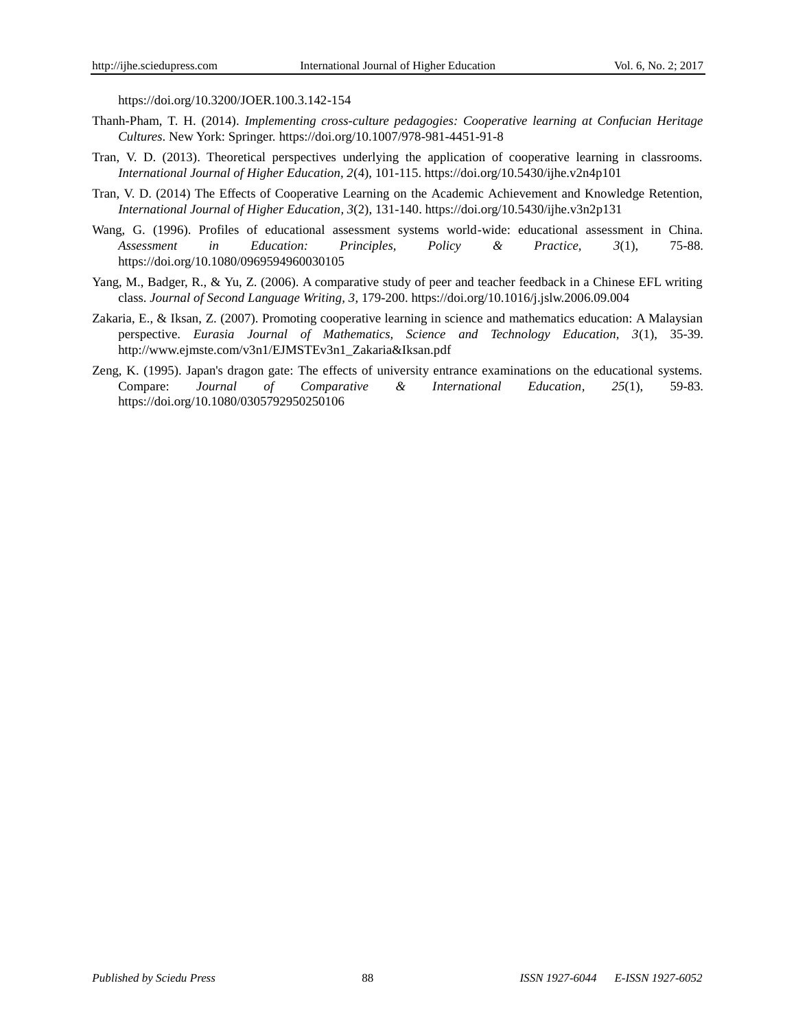https://doi.org/10.3200/JOER.100.3.142-154

Thanh-Pham, T. H. (2014). *Implementing cross-culture pedagogies: Cooperative learning at Confucian Heritage Cultures*. New York: Springer. https://doi.org/10.1007/978-981-4451-91-8

Tran, V. D. (2013). Theoretical perspectives underlying the application of cooperative learning in classrooms. *International Journal of Higher Education, 2*(4), 101-115. https://doi.org/10.5430/ijhe.v2n4p101

Tran, V. D. (2014) The Effects of Cooperative Learning on the Academic Achievement and Knowledge Retention, *International Journal of Higher Education, 3*(2), 131-140. https://doi.org/10.5430/ijhe.v3n2p131

Wang, G. (1996). Profiles of educational assessment systems world-wide: educational assessment in China. *Assessment in Education: Principles, Policy & Practice, 3*(1), 75-88. https://doi.org/10.1080/0969594960030105

Yang, M., Badger, R., & Yu, Z. (2006). A comparative study of peer and teacher feedback in a Chinese EFL writing class. *Journal of Second Language Writing, 3*, 179-200. https://doi.org/10.1016/j.jslw.2006.09.004

Zakaria, E., & Iksan, Z. (2007). Promoting cooperative learning in science and mathematics education: A Malaysian perspective. *Eurasia Journal of Mathematics, Science and Technology Education, 3*(1), 35-39. http://www.ejmste.com/v3n1/EJMSTEv3n1_Zakaria&Iksan.pdf

Zeng, K. (1995). Japan's dragon gate: The effects of university entrance examinations on the educational systems. Compare: *Journal of Comparative & International Education, 25*(1), 59-83. https://doi.org/10.1080/0305792950250106